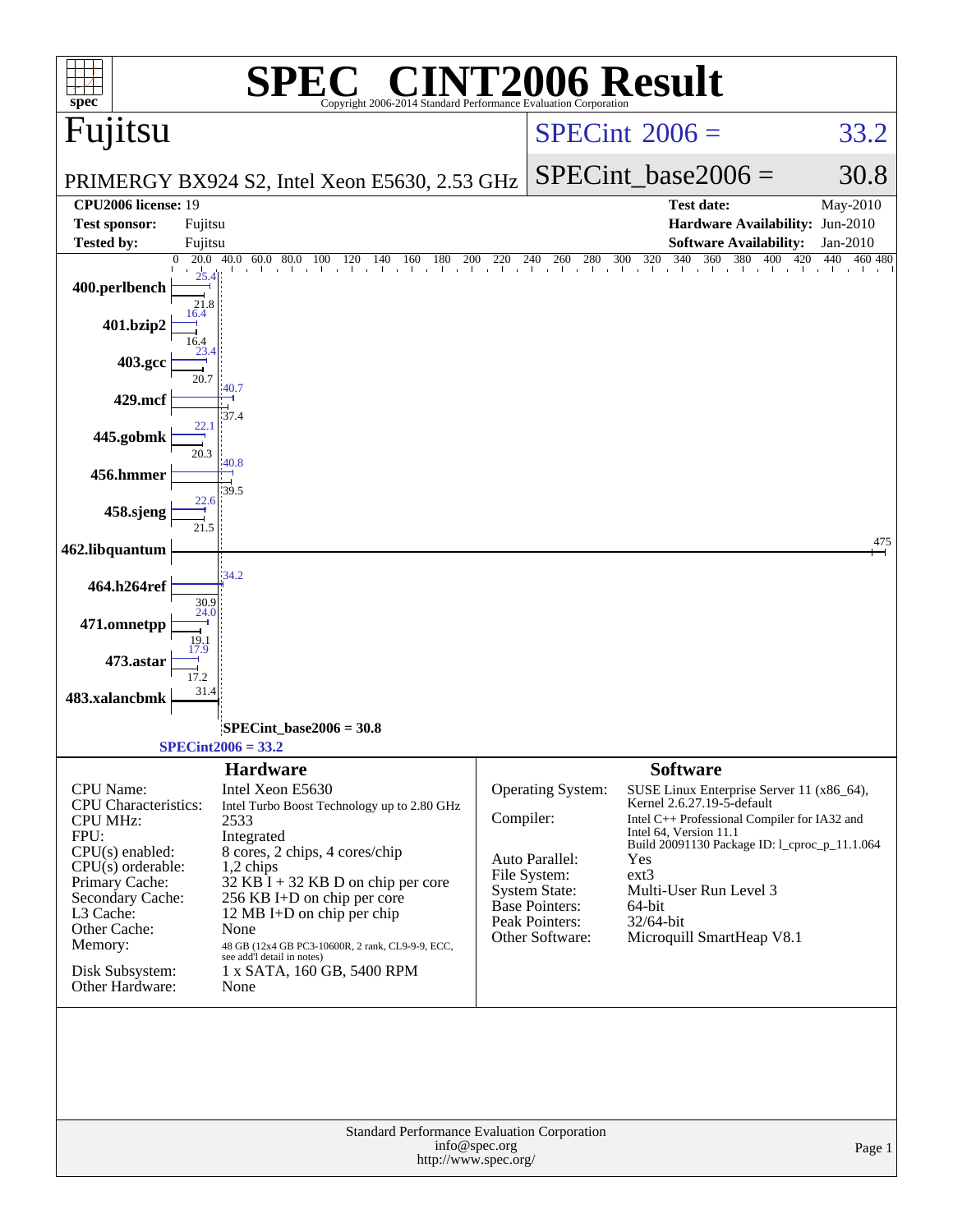# SPEC® CINT2006 Result

Copyright 2006-2014 Standard Performance Evaluation Corporation

## Fujitsu

PRIMERGY BX924 S2, Intel Xeon E5630, 2.53 GHz

SPECint 2006 = 33.2

SPECint_base2006 = 30.8

| | | | |
|---|---|---|---|
| **CPU2006 license:** 19 | | **Test date:** | May-2010 |
| **Test sponsor:** | Fujitsu | **Hardware Availability:** | Jun-2010 |
| **Tested by:** | Fujitsu | **Software Availability:** | Jan-2010 |

0 20.0 40.0 60.0 80.0 100 120 140 160 180 200 220 240 260 280 300 320 340 360 380 400 420 440 460 480

400.perlbench 25.4 21.8
401.bzip2 16.4 16.4
403.gcc 23.4 20.7
429.mcf 40.7 37.4
445.gobmk 22.1 20.3
456.hmmer 40.8 39.5
458.sjeng 22.6 21.5
462.libquantum 475
464.h264ref 34.2 30.9
471.omnetpp 24.0 19.1
473.astar 17.9 17.2
483.xalancbmk 31.4

SPECint_base2006 = 30.8
SPECint2006 = 33.2

### Hardware

| | |
|---|---|
| CPU Name: | Intel Xeon E5630 |
| CPU Characteristics: | Intel Turbo Boost Technology up to 2.80 GHz |
| CPU MHz: | 2533 |
| FPU: | Integrated |
| CPU(s) enabled: | 8 cores, 2 chips, 4 cores/chip |
| CPU(s) orderable: | 1,2 chips |
| Primary Cache: | 32 KB I + 32 KB D on chip per core |
| Secondary Cache: | 256 KB I+D on chip per core |
| L3 Cache: | 12 MB I+D on chip per chip |
| Other Cache: | None |
| Memory: | 48 GB (12x4 GB PC3-10600R, 2 rank, CL9-9-9, ECC, see add'l detail in notes) |
| Disk Subsystem: | 1 x SATA, 160 GB, 5400 RPM |
| Other Hardware: | None |

### Software

| | |
|---|---|
| Operating System: | SUSE Linux Enterprise Server 11 (x86_64), Kernel 2.6.27.19-5-default |
| Compiler: | Intel C++ Professional Compiler for IA32 and Intel 64, Version 11.1 Build 20091130 Package ID: l_cproc_p_11.1.064 |
| Auto Parallel: | Yes |
| File System: | ext3 |
| System State: | Multi-User Run Level 3 |
| Base Pointers: | 64-bit |
| Peak Pointers: | 32/64-bit |
| Other Software: | Microquill SmartHeap V8.1 |

Standard Performance Evaluation Corporation
info@spec.org
http://www.spec.org/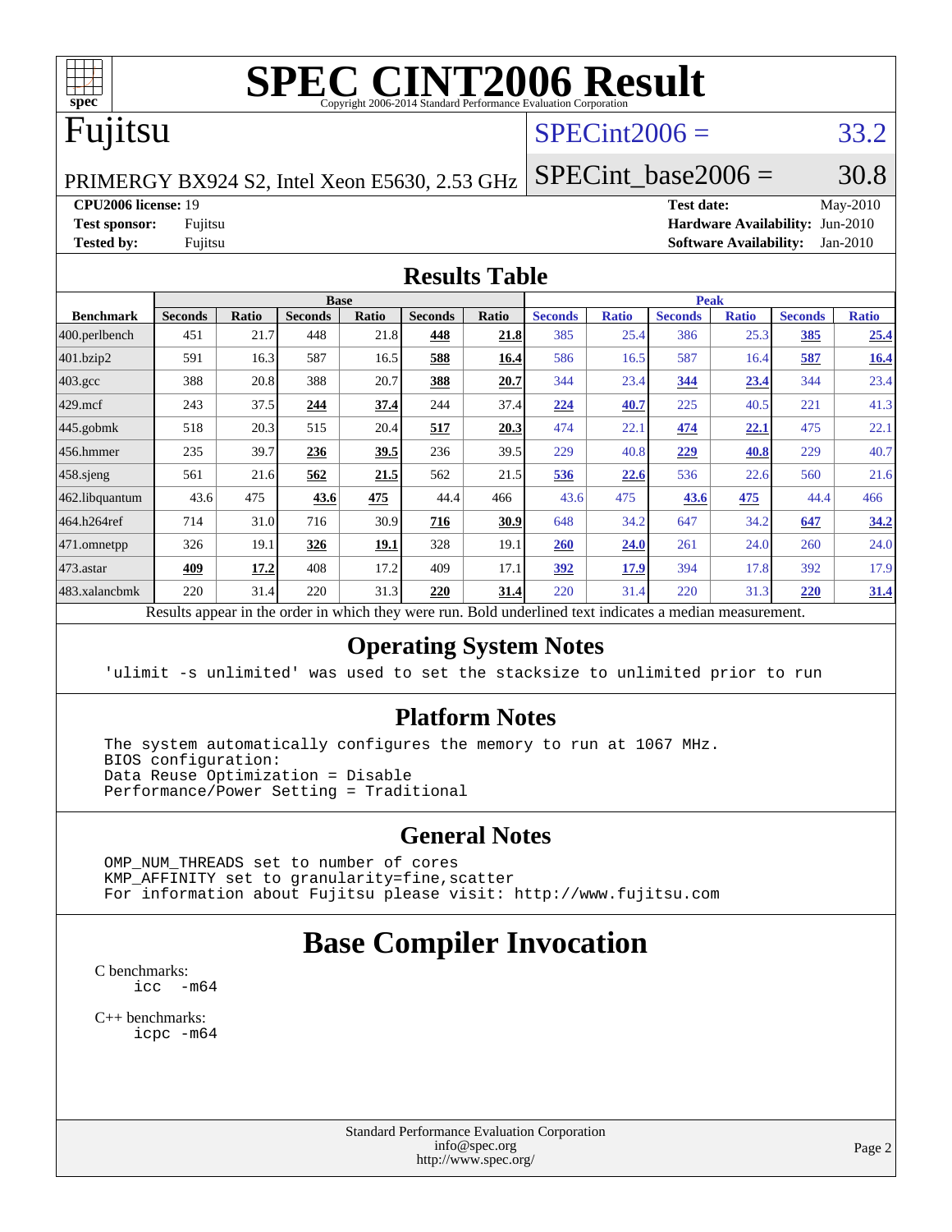# SPEC CINT2006 Result

Copyright 2006-2014 Standard Performance Evaluation Corporation

# Fujitsu

PRIMERGY BX924 S2, Intel Xeon E5630, 2.53 GHz

SPECint2006 = 33.2

SPECint_base2006 = 30.8

**CPU2006 license:** 19
**Test sponsor:** Fujitsu
**Tested by:** Fujitsu

**Test date:** May-2010
**Hardware Availability:** Jun-2010
**Software Availability:** Jan-2010

## Results Table

| Benchmark | Base | | | | | | Peak | | | | | |
|---|---|---|---|---|---|---|---|---|---|---|---|---|
| | Seconds | Ratio | Seconds | Ratio | Seconds | Ratio | Seconds | Ratio | Seconds | Ratio | Seconds | Ratio |
| 400.perlbench | 451 | 21.7 | 448 | 21.8 | **448** | **21.8** | 385 | 25.4 | 386 | 25.3 | **385** | **25.4** |
| 401.bzip2 | 591 | 16.3 | 587 | 16.5 | **588** | **16.4** | 586 | 16.5 | 587 | 16.4 | **587** | **16.4** |
| 403.gcc | 388 | 20.8 | 388 | 20.7 | **388** | **20.7** | 344 | 23.4 | **344** | **23.4** | 344 | 23.4 |
| 429.mcf | 243 | 37.5 | **244** | **37.4** | 244 | 37.4 | **224** | **40.7** | 225 | 40.5 | 221 | 41.3 |
| 445.gobmk | 518 | 20.3 | 515 | 20.4 | **517** | **20.3** | 474 | 22.1 | **474** | **22.1** | 475 | 22.1 |
| 456.hmmer | 235 | 39.7 | **236** | **39.5** | 236 | 39.5 | 229 | 40.8 | **229** | **40.8** | 229 | 40.7 |
| 458.sjeng | 561 | 21.6 | **562** | **21.5** | 562 | 21.5 | **536** | **22.6** | 536 | 22.6 | 560 | 21.6 |
| 462.libquantum | 43.6 | 475 | **43.6** | **475** | 44.4 | 466 | 43.6 | 475 | **43.6** | **475** | 44.4 | 466 |
| 464.h264ref | 714 | 31.0 | 716 | 30.9 | **716** | **30.9** | 648 | 34.2 | 647 | 34.2 | **647** | **34.2** |
| 471.omnetpp | 326 | 19.1 | **326** | **19.1** | 328 | 19.1 | **260** | **24.0** | 261 | 24.0 | 260 | 24.0 |
| 473.astar | **409** | **17.2** | 408 | 17.2 | 409 | 17.1 | **392** | **17.9** | 394 | 17.8 | 392 | 17.9 |
| 483.xalancbmk | 220 | 31.4 | 220 | 31.3 | **220** | **31.4** | 220 | 31.4 | 220 | 31.3 | **220** | **31.4** |

Results appear in the order in which they were run. Bold underlined text indicates a median measurement.

## Operating System Notes

```
'ulimit -s unlimited' was used to set the stacksize to unlimited prior to run
```

## Platform Notes

```
The system automatically configures the memory to run at 1067 MHz.
BIOS configuration:
Data Reuse Optimization = Disable
Performance/Power Setting = Traditional
```

## General Notes

```
OMP_NUM_THREADS set to number of cores
KMP_AFFINITY set to granularity=fine,scatter
For information about Fujitsu please visit: http://www.fujitsu.com
```

# Base Compiler Invocation

C benchmarks:
```
icc  -m64
```

C++ benchmarks:
```
icpc -m64
```

Standard Performance Evaluation Corporation
info@spec.org
http://www.spec.org/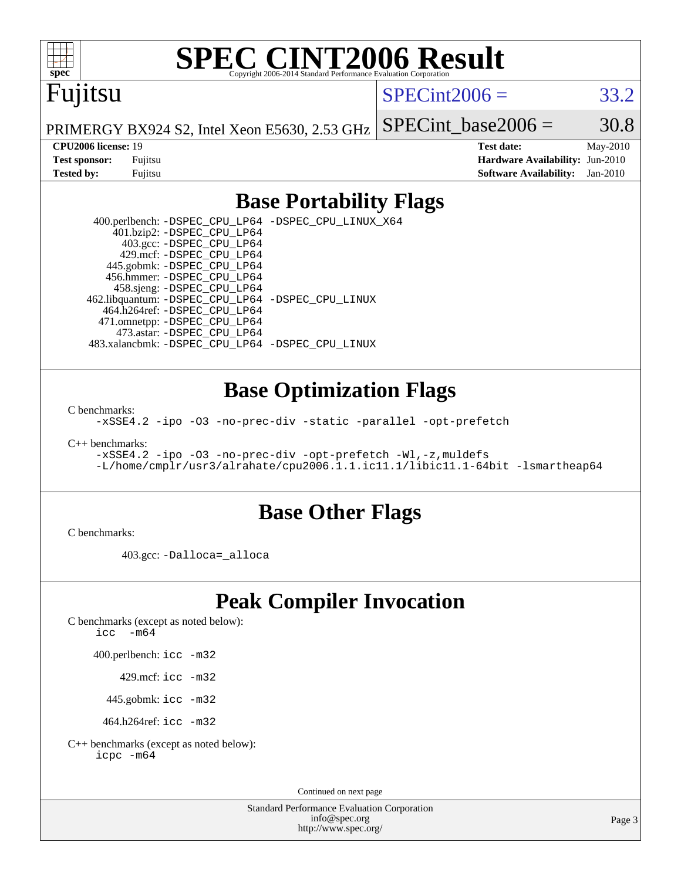# SPEC CINT2006 Result

Copyright 2006-2014 Standard Performance Evaluation Corporation

Fujitsu

PRIMERGY BX924 S2, Intel Xeon E5630, 2.53 GHz

SPECint2006 = 33.2

SPECint_base2006 = 30.8

**CPU2006 license:** 19
**Test sponsor:** Fujitsu
**Tested by:** Fujitsu

**Test date:** May-2010
**Hardware Availability:** Jun-2010
**Software Availability:** Jan-2010

## Base Portability Flags

400.perlbench: -DSPEC_CPU_LP64 -DSPEC_CPU_LINUX_X64
401.bzip2: -DSPEC_CPU_LP64
403.gcc: -DSPEC_CPU_LP64
429.mcf: -DSPEC_CPU_LP64
445.gobmk: -DSPEC_CPU_LP64
456.hmmer: -DSPEC_CPU_LP64
458.sjeng: -DSPEC_CPU_LP64
462.libquantum: -DSPEC_CPU_LP64 -DSPEC_CPU_LINUX
464.h264ref: -DSPEC_CPU_LP64
471.omnetpp: -DSPEC_CPU_LP64
473.astar: -DSPEC_CPU_LP64
483.xalancbmk: -DSPEC_CPU_LP64 -DSPEC_CPU_LINUX

## Base Optimization Flags

C benchmarks:
-xSSE4.2 -ipo -O3 -no-prec-div -static -parallel -opt-prefetch

C++ benchmarks:
-xSSE4.2 -ipo -O3 -no-prec-div -opt-prefetch -Wl,-z,muldefs
-L/home/cmplr/usr3/alrahate/cpu2006.1.1.ic11.1/libic11.1-64bit -lsmartheap64

## Base Other Flags

C benchmarks:

403.gcc: -Dalloca=_alloca

## Peak Compiler Invocation

C benchmarks (except as noted below):
icc -m64

400.perlbench: icc -m32

429.mcf: icc -m32

445.gobmk: icc -m32

464.h264ref: icc -m32

C++ benchmarks (except as noted below):
icpc -m64

Continued on next page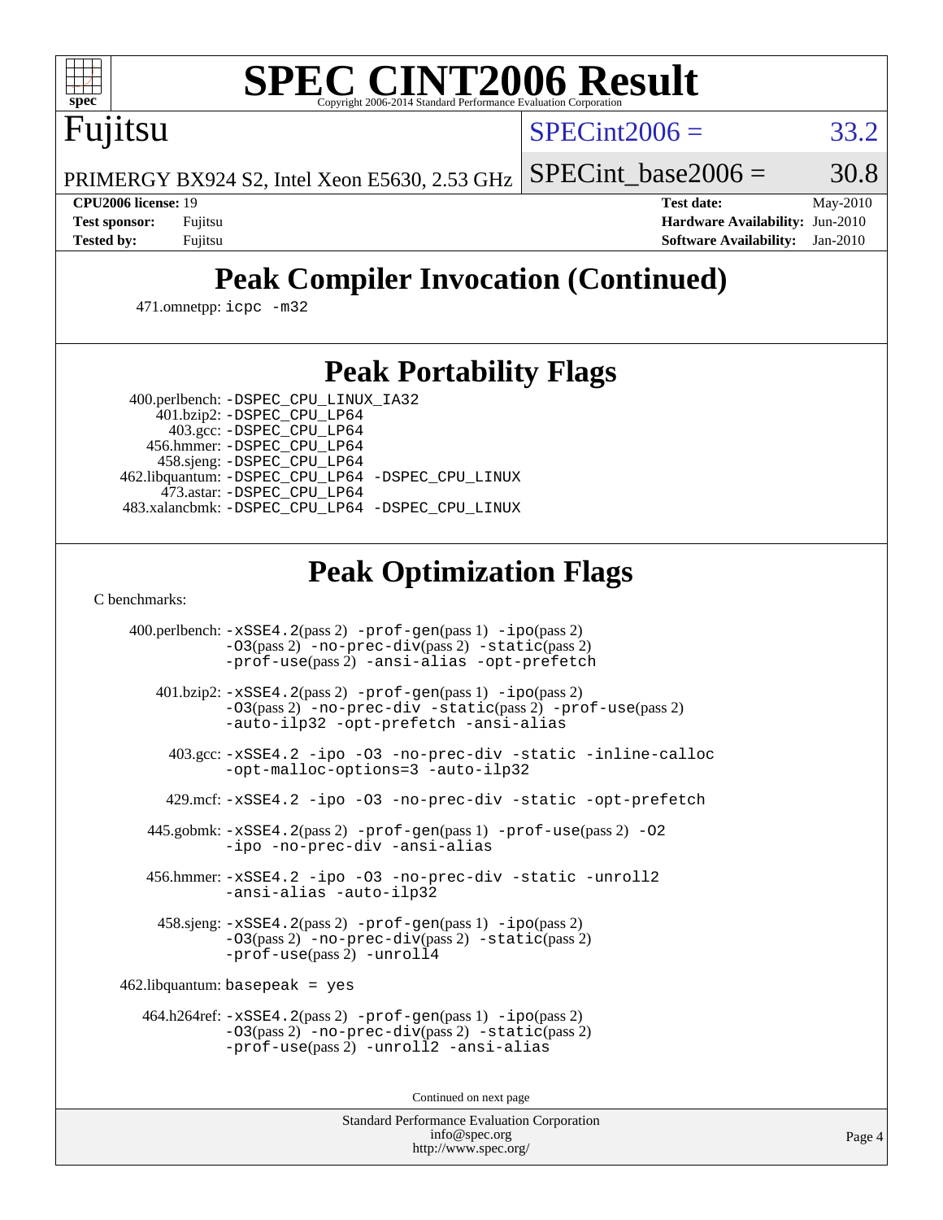# SPEC CINT2006 Result

Fujitsu

PRIMERGY BX924 S2, Intel Xeon E5630, 2.53 GHz

SPECint2006 = 33.2

SPECint_base2006 = 30.8

**CPU2006 license:** 19 **Test date:** May-2010

**Test sponsor:** Fujitsu **Hardware Availability:** Jun-2010

**Tested by:** Fujitsu **Software Availability:** Jan-2010

## Peak Compiler Invocation (Continued)

471.omnetpp: icpc -m32

## Peak Portability Flags

400.perlbench: -DSPEC_CPU_LINUX_IA32
401.bzip2: -DSPEC_CPU_LP64
403.gcc: -DSPEC_CPU_LP64
456.hmmer: -DSPEC_CPU_LP64
458.sjeng: -DSPEC_CPU_LP64
462.libquantum: -DSPEC_CPU_LP64 -DSPEC_CPU_LINUX
473.astar: -DSPEC_CPU_LP64
483.xalancbmk: -DSPEC_CPU_LP64 -DSPEC_CPU_LINUX

## Peak Optimization Flags

C benchmarks:

400.perlbench: -xSSE4.2(pass 2) -prof-gen(pass 1) -ipo(pass 2) -O3(pass 2) -no-prec-div(pass 2) -static(pass 2) -prof-use(pass 2) -ansi-alias -opt-prefetch

401.bzip2: -xSSE4.2(pass 2) -prof-gen(pass 1) -ipo(pass 2) -O3(pass 2) -no-prec-div -static(pass 2) -prof-use(pass 2) -auto-ilp32 -opt-prefetch -ansi-alias

403.gcc: -xSSE4.2 -ipo -O3 -no-prec-div -static -inline-calloc -opt-malloc-options=3 -auto-ilp32

429.mcf: -xSSE4.2 -ipo -O3 -no-prec-div -static -opt-prefetch

445.gobmk: -xSSE4.2(pass 2) -prof-gen(pass 1) -prof-use(pass 2) -O2 -ipo -no-prec-div -ansi-alias

456.hmmer: -xSSE4.2 -ipo -O3 -no-prec-div -static -unroll2 -ansi-alias -auto-ilp32

458.sjeng: -xSSE4.2(pass 2) -prof-gen(pass 1) -ipo(pass 2) -O3(pass 2) -no-prec-div(pass 2) -static(pass 2) -prof-use(pass 2) -unroll4

462.libquantum: basepeak = yes

464.h264ref: -xSSE4.2(pass 2) -prof-gen(pass 1) -ipo(pass 2) -O3(pass 2) -no-prec-div(pass 2) -static(pass 2) -prof-use(pass 2) -unroll2 -ansi-alias

Continued on next page

Standard Performance Evaluation Corporation
info@spec.org
http://www.spec.org/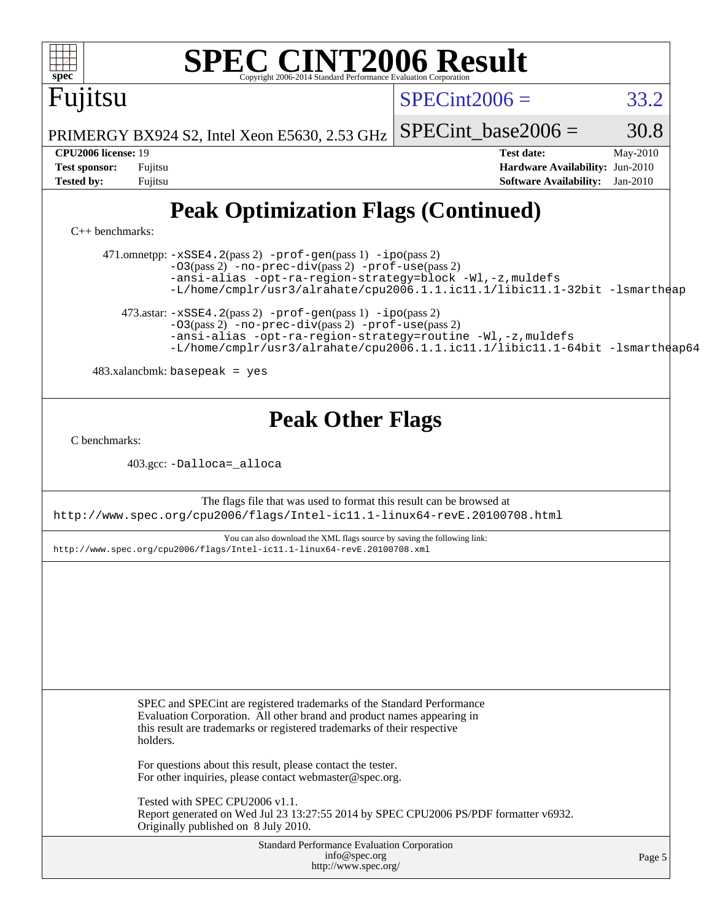# Peak Optimization Flags (Continued)

C++ benchmarks:

471.omnetpp: `-xSSE4.2`(pass 2) `-prof-gen`(pass 1) `-ipo`(pass 2) `-O3`(pass 2) `-no-prec-div`(pass 2) `-prof-use`(pass 2) `-ansi-alias -opt-ra-region-strategy=block -Wl,-z,muldefs -L/home/cmplr/usr3/alrahate/cpu2006.1.1.ic11.1/libic11.1-32bit -lsmartheap`

473.astar: `-xSSE4.2`(pass 2) `-prof-gen`(pass 1) `-ipo`(pass 2) `-O3`(pass 2) `-no-prec-div`(pass 2) `-prof-use`(pass 2) `-ansi-alias -opt-ra-region-strategy=routine -Wl,-z,muldefs -L/home/cmplr/usr3/alrahate/cpu2006.1.1.ic11.1/libic11.1-64bit -lsmartheap64`

483.xalancbmk: `basepeak = yes`

# Peak Other Flags

C benchmarks:

403.gcc: `-Dalloca=_alloca`

The flags file that was used to format this result can be browsed at
http://www.spec.org/cpu2006/flags/Intel-ic11.1-linux64-revE.20100708.html

You can also download the XML flags source by saving the following link:
http://www.spec.org/cpu2006/flags/Intel-ic11.1-linux64-revE.20100708.xml

SPEC and SPECint are registered trademarks of the Standard Performance Evaluation Corporation. All other brand and product names appearing in this result are trademarks or registered trademarks of their respective holders.

For questions about this result, please contact the tester.
For other inquiries, please contact webmaster@spec.org.

Tested with SPEC CPU2006 v1.1.
Report generated on Wed Jul 23 13:27:55 2014 by SPEC CPU2006 PS/PDF formatter v6932.
Originally published on 8 July 2010.